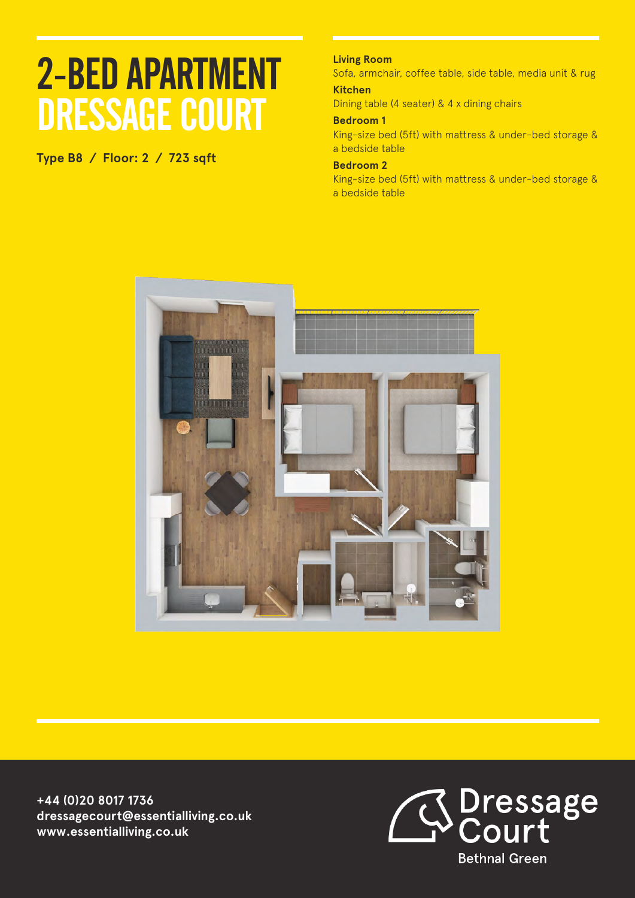# 2-BED APARTMENT DRESSAGE COURT

**Type B8 / Floor: 2 / 723 sqft**

**Living Room**
Sofa, armchair, coffee table, side table, media unit & rug

**Kitchen**
Dining table (4 seater) & 4 x dining chairs

**Bedroom 1**
King-size bed (5ft) with mattress & under-bed storage & a bedside table

**Bedroom 2**
King-size bed (5ft) with mattress & under-bed storage & a bedside table

**+44 (0)20 8017 1736**
**dressagecourt@essentialliving.co.uk**
**www.essentialliving.co.uk**

Dressage Court
Bethnal Green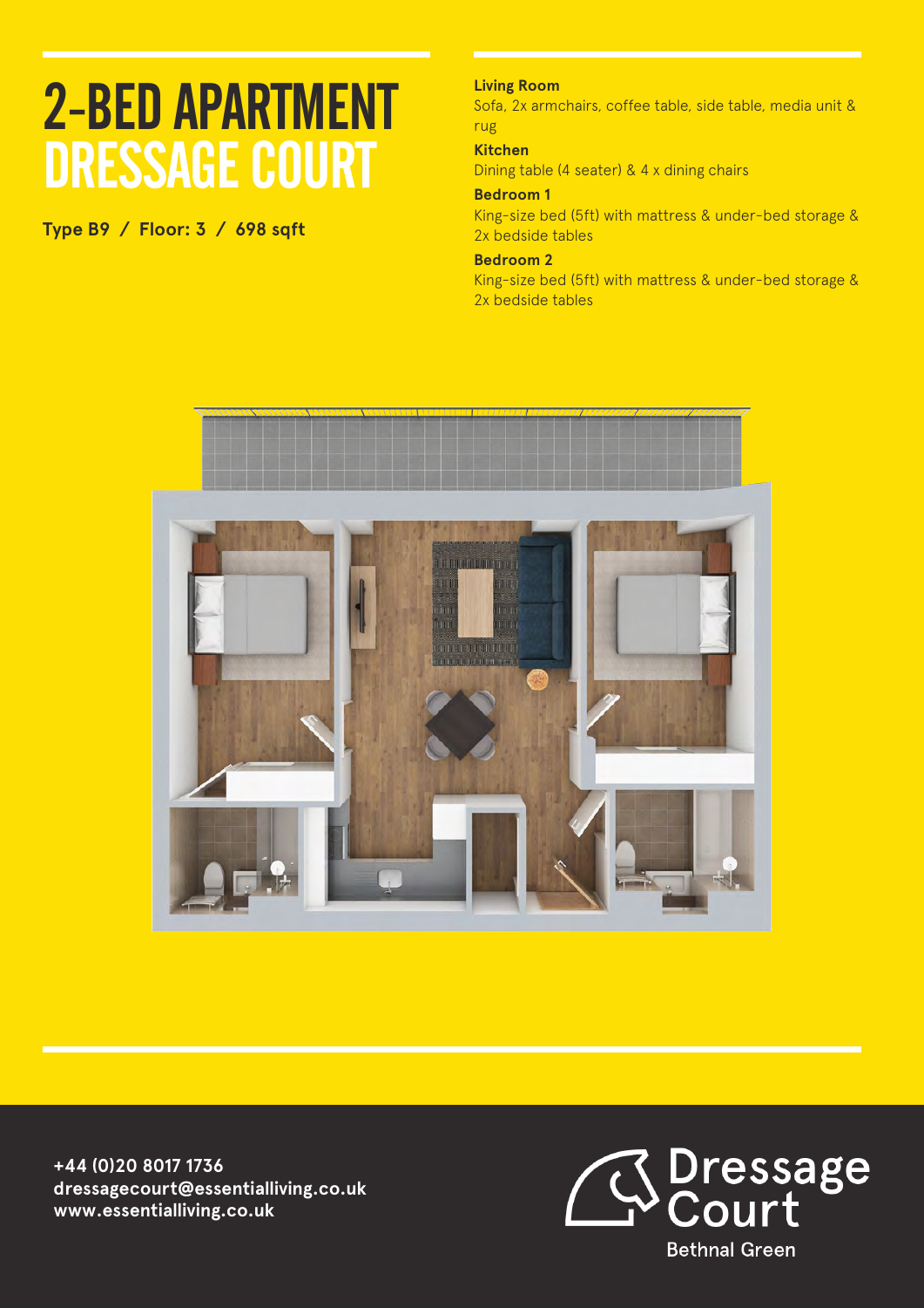# 2-BED APARTMENT DRESSAGE COURT

**Type B9 / Floor: 3 / 698 sqft**

**Living Room**
Sofa, 2x armchairs, coffee table, side table, media unit & rug

**Kitchen**
Dining table (4 seater) & 4 x dining chairs

**Bedroom 1**
King-size bed (5ft) with mattress & under-bed storage & 2x bedside tables

**Bedroom 2**
King-size bed (5ft) with mattress & under-bed storage & 2x bedside tables

**+44 (0)20 8017 1736**
**dressagecourt@essentialliving.co.uk**
**www.essentialliving.co.uk**

Dressage Court
Bethnal Green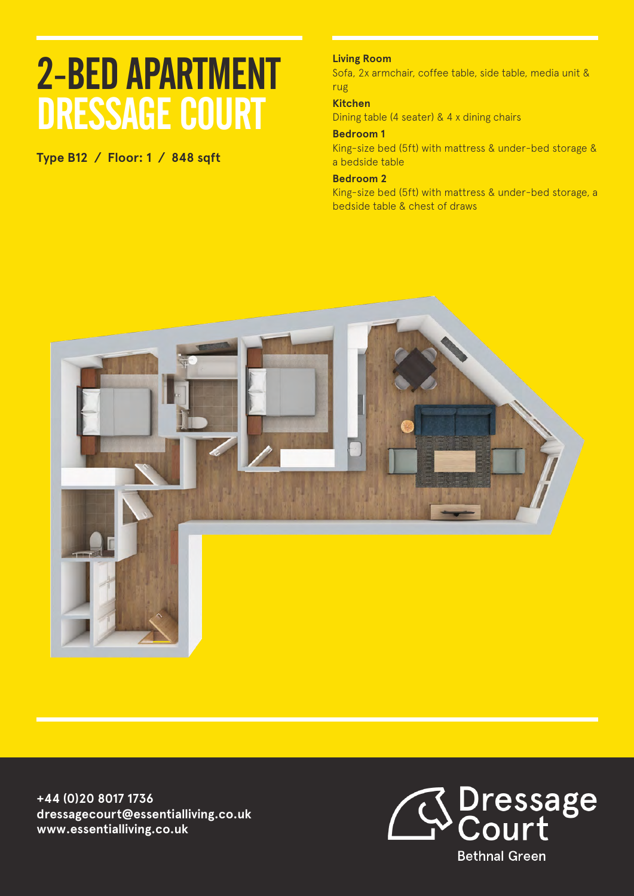# 2-BED APARTMENT DRESSAGE COURT

**Type B12 / Floor: 1 / 848 sqft**

**Living Room**
Sofa, 2x armchair, coffee table, side table, media unit & rug

**Kitchen**
Dining table (4 seater) & 4 x dining chairs

**Bedroom 1**
King-size bed (5ft) with mattress & under-bed storage & a bedside table

**Bedroom 2**
King-size bed (5ft) with mattress & under-bed storage, a bedside table & chest of draws

**+44 (0)20 8017 1736**
**dressagecourt@essentialliving.co.uk**
**www.essentialliving.co.uk**

Dressage Court
Bethnal Green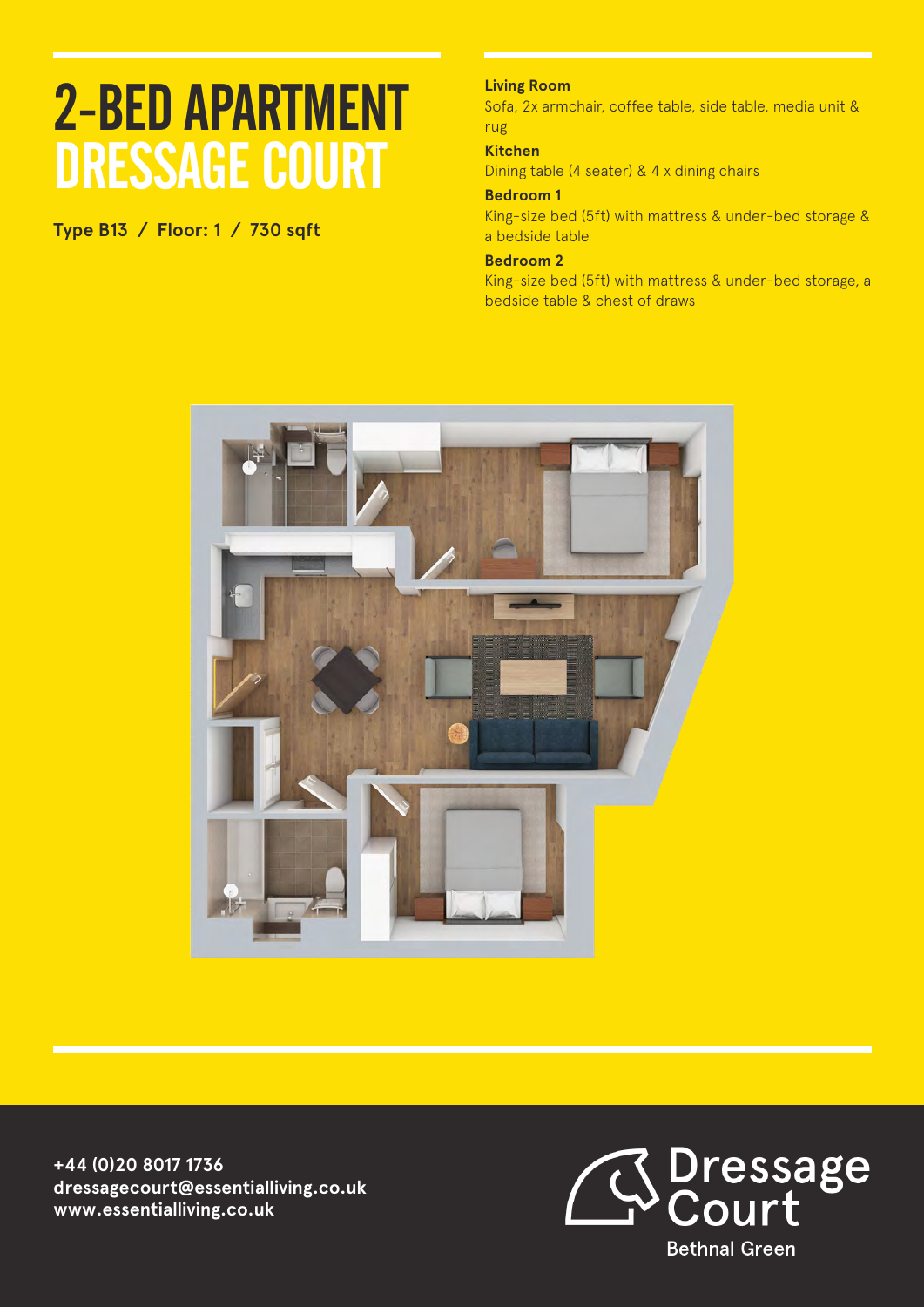# 2-BED APARTMENT DRESSAGE COURT

**Type B13 / Floor: 1 / 730 sqft**

**Living Room**
Sofa, 2x armchair, coffee table, side table, media unit & rug

**Kitchen**
Dining table (4 seater) & 4 x dining chairs

**Bedroom 1**
King-size bed (5ft) with mattress & under-bed storage & a bedside table

**Bedroom 2**
King-size bed (5ft) with mattress & under-bed storage, a bedside table & chest of draws

**+44 (0)20 8017 1736**
**dressagecourt@essentialliving.co.uk**
**www.essentialliving.co.uk**

Dressage Court
Bethnal Green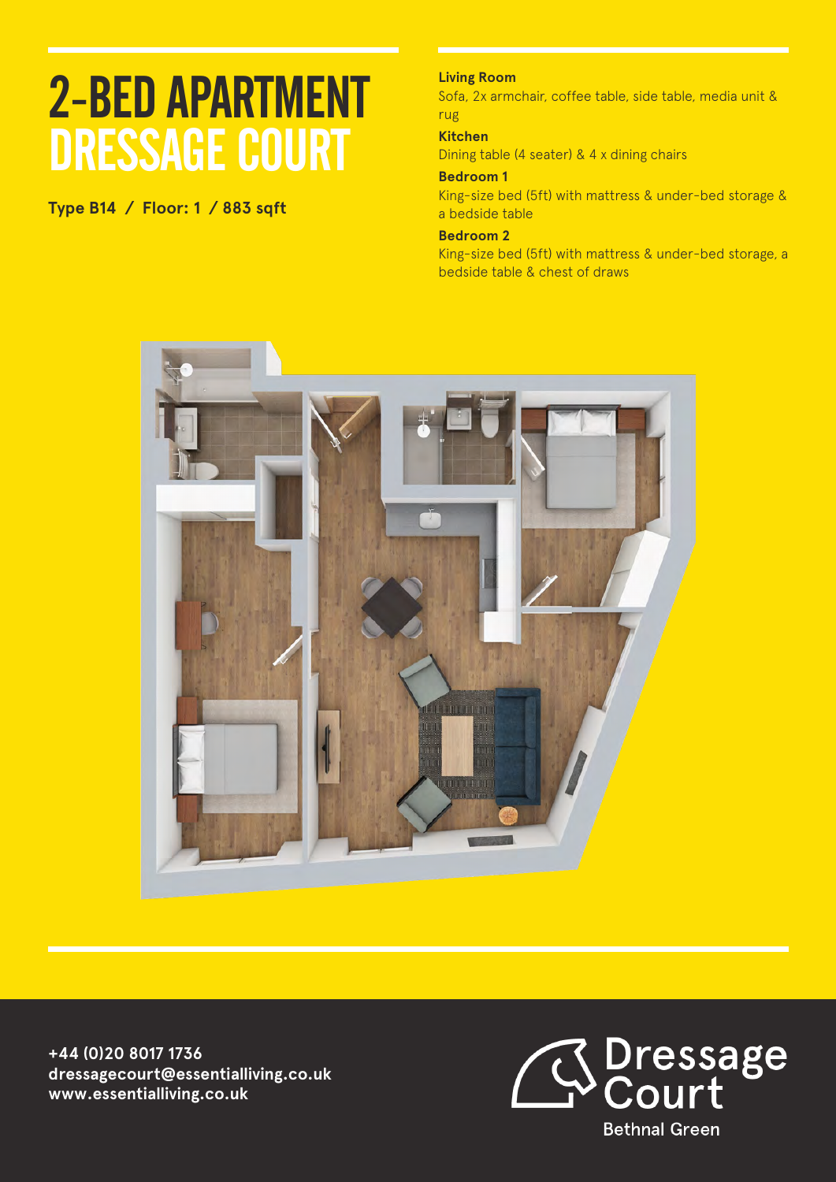# 2-BED APARTMENT DRESSAGE COURT

**Type B14 / Floor: 1 / 883 sqft**

**Living Room**
Sofa, 2x armchair, coffee table, side table, media unit & rug

**Kitchen**
Dining table (4 seater) & 4 x dining chairs

**Bedroom 1**
King-size bed (5ft) with mattress & under-bed storage & a bedside table

**Bedroom 2**
King-size bed (5ft) with mattress & under-bed storage, a bedside table & chest of draws

**+44 (0)20 8017 1736**
**dressagecourt@essentialliving.co.uk**
**www.essentialliving.co.uk**

Dressage Court
Bethnal Green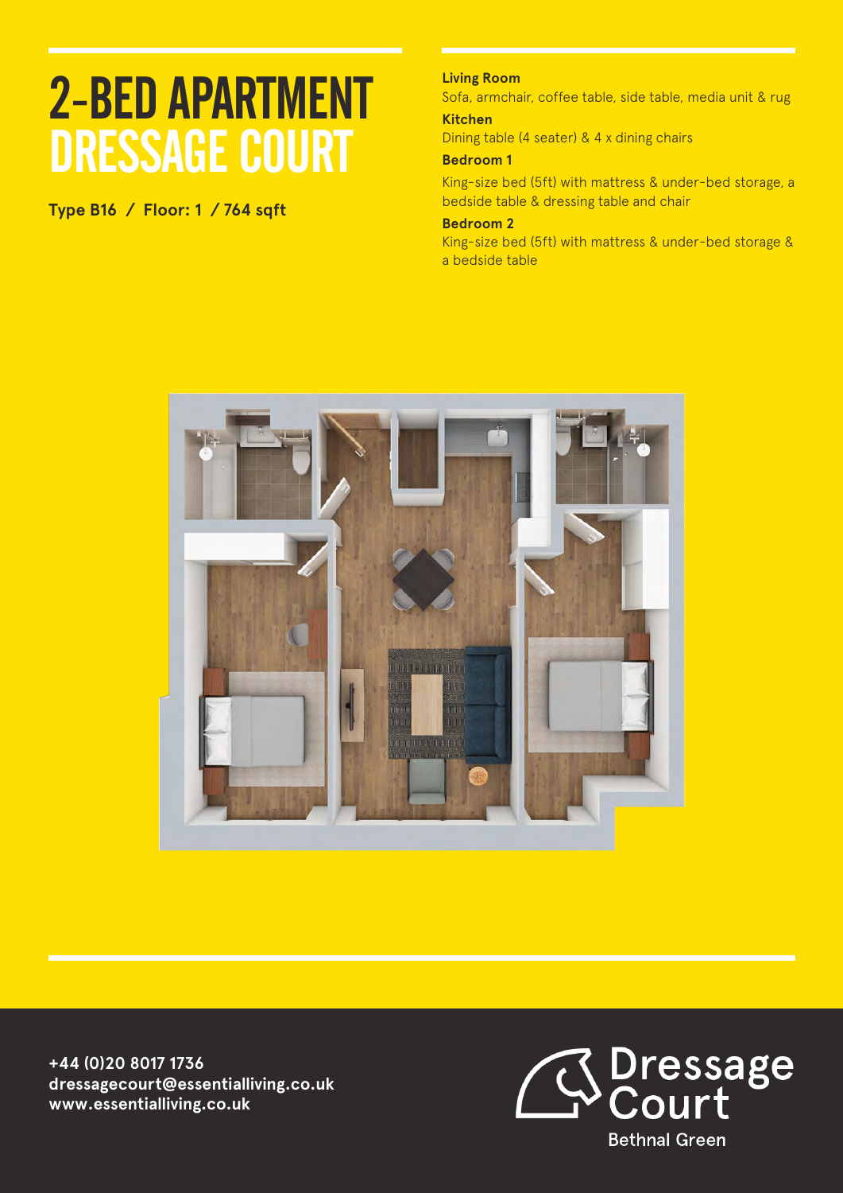# 2-BED APARTMENT DRESSAGE COURT

**Type B16 / Floor: 1 / 764 sqft**

**Living Room**
Sofa, armchair, coffee table, side table, media unit & rug

**Kitchen**
Dining table (4 seater) & 4 x dining chairs

**Bedroom 1**
King-size bed (5ft) with mattress & under-bed storage, a bedside table & dressing table and chair

**Bedroom 2**
King-size bed (5ft) with mattress & under-bed storage & a bedside table

**+44 (0)20 8017 1736**
**dressagecourt@essentialliving.co.uk**
**www.essentialliving.co.uk**

Dressage Court
Bethnal Green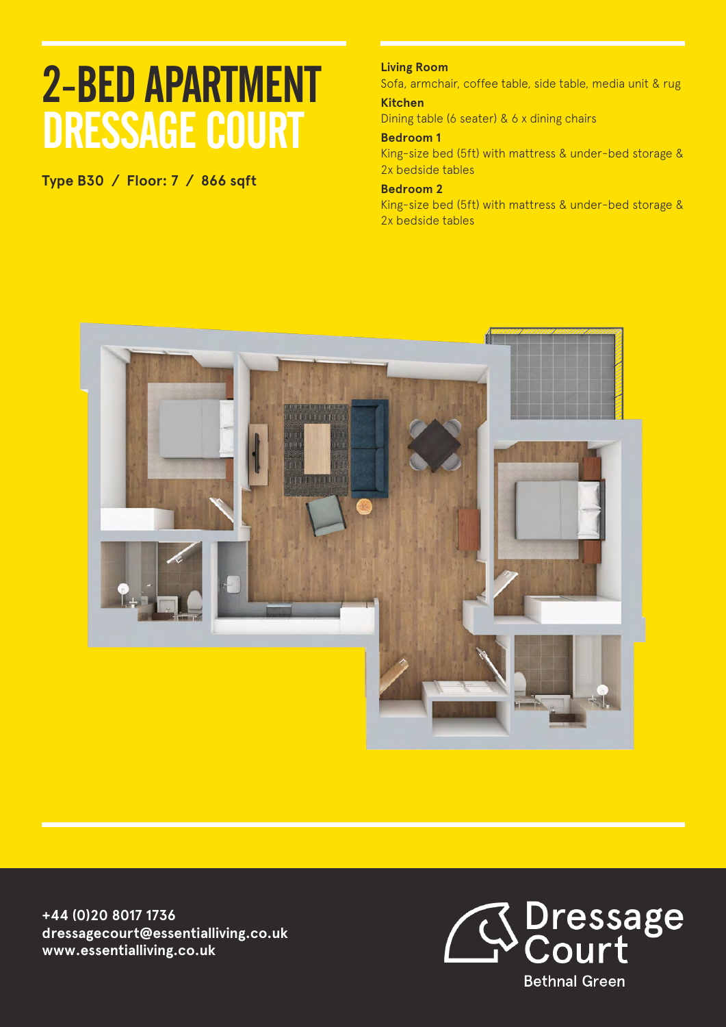# 2-BED APARTMENT DRESSAGE COURT

**Type B30 / Floor: 7 / 866 sqft**

**Living Room**
Sofa, armchair, coffee table, side table, media unit & rug

**Kitchen**
Dining table (6 seater) & 6 x dining chairs

**Bedroom 1**
King-size bed (5ft) with mattress & under-bed storage & 2x bedside tables

**Bedroom 2**
King-size bed (5ft) with mattress & under-bed storage & 2x bedside tables

**+44 (0)20 8017 1736**
**dressagecourt@essentialliving.co.uk**
**www.essentialliving.co.uk**

Dressage Court
Bethnal Green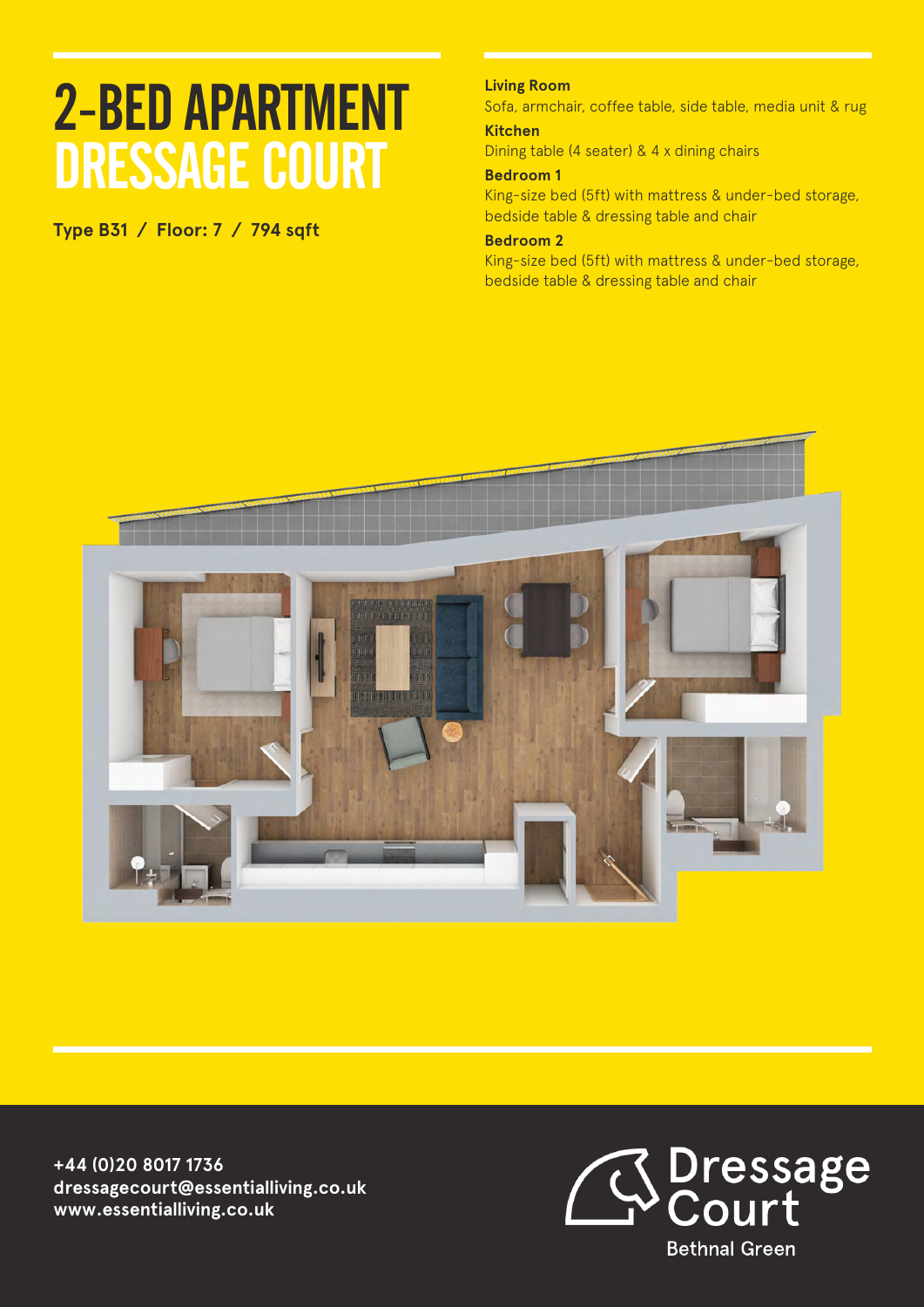# 2-BED APARTMENT DRESSAGE COURT

**Type B31 / Floor: 7 / 794 sqft**

**Living Room**
Sofa, armchair, coffee table, side table, media unit & rug

**Kitchen**
Dining table (4 seater) & 4 x dining chairs

**Bedroom 1**
King-size bed (5ft) with mattress & under-bed storage, bedside table & dressing table and chair

**Bedroom 2**
King-size bed (5ft) with mattress & under-bed storage, bedside table & dressing table and chair

**+44 (0)20 8017 1736**
**dressagecourt@essentialliving.co.uk**
**www.essentialliving.co.uk**

Dressage Court
Bethnal Green